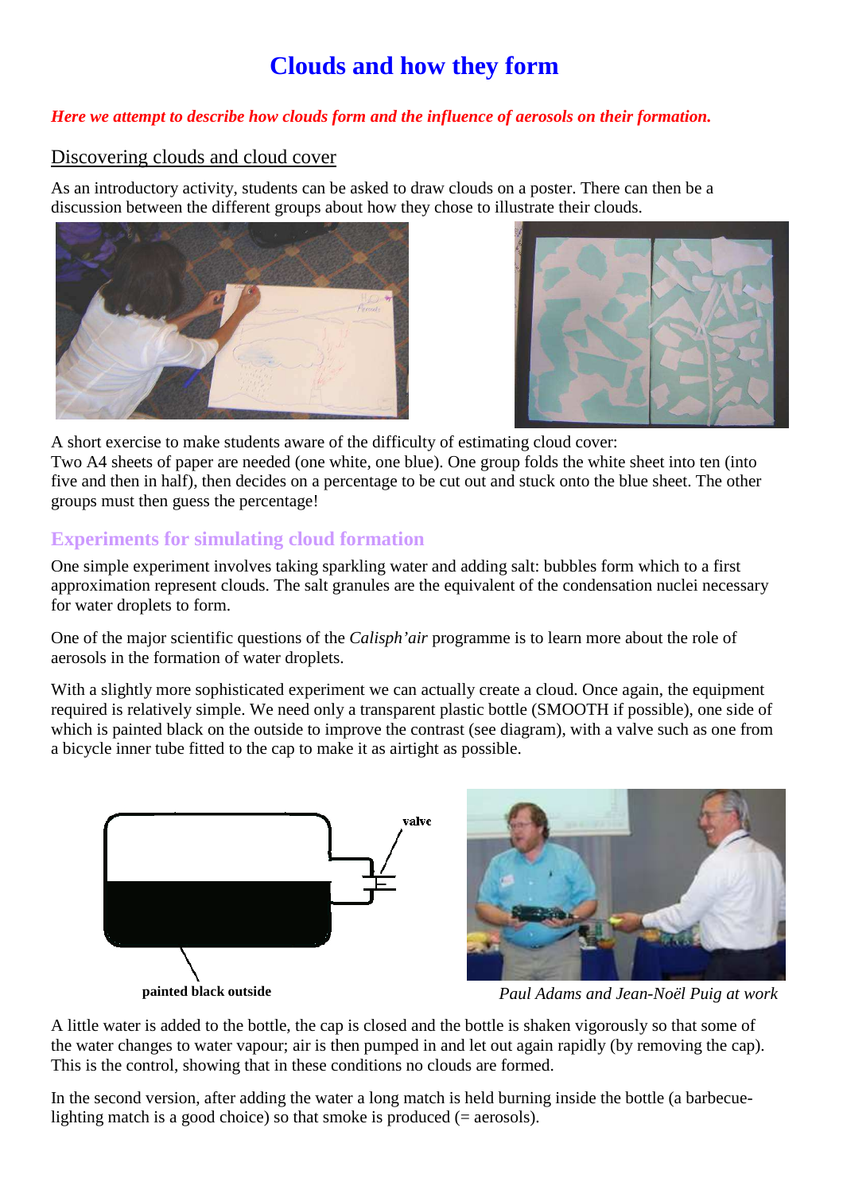# Clouds and how they form

***Here we attempt to describe how clouds form and the influence of aerosols on their formation.***

## Discovering clouds and cloud cover

As an introductory activity, students can be asked to draw clouds on a poster. There can then be a discussion between the different groups about how they chose to illustrate their clouds.

A short exercise to make students aware of the difficulty of estimating cloud cover:
Two A4 sheets of paper are needed (one white, one blue). One group folds the white sheet into ten (into five and then in half), then decides on a percentage to be cut out and stuck onto the blue sheet. The other groups must then guess the percentage!

## Experiments for simulating cloud formation

One simple experiment involves taking sparkling water and adding salt: bubbles form which to a first approximation represent clouds. The salt granules are the equivalent of the condensation nuclei necessary for water droplets to form.

One of the major scientific questions of the *Calisph'air* programme is to learn more about the role of aerosols in the formation of water droplets.

With a slightly more sophisticated experiment we can actually create a cloud. Once again, the equipment required is relatively simple. We need only a transparent plastic bottle (SMOOTH if possible), one side of which is painted black on the outside to improve the contrast (see diagram), with a valve such as one from a bicycle inner tube fitted to the cap to make it as airtight as possible.

valve

**painted black outside**

*Paul Adams and Jean-Noël Puig at work*

A little water is added to the bottle, the cap is closed and the bottle is shaken vigorously so that some of the water changes to water vapour; air is then pumped in and let out again rapidly (by removing the cap). This is the control, showing that in these conditions no clouds are formed.

In the second version, after adding the water a long match is held burning inside the bottle (a barbecue-lighting match is a good choice) so that smoke is produced (= aerosols).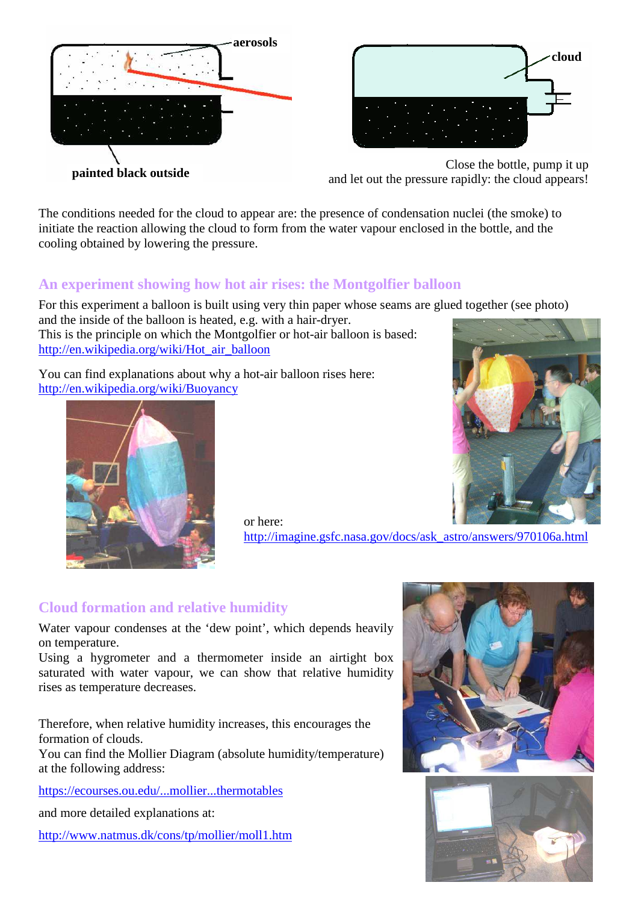aerosols

painted black outside

cloud

Close the bottle, pump it up and let out the pressure rapidly: the cloud appears!

The conditions needed for the cloud to appear are: the presence of condensation nuclei (the smoke) to initiate the reaction allowing the cloud to form from the water vapour enclosed in the bottle, and the cooling obtained by lowering the pressure.

## An experiment showing how hot air rises: the Montgolfier balloon

For this experiment a balloon is built using very thin paper whose seams are glued together (see photo) and the inside of the balloon is heated, e.g. with a hair-dryer.
This is the principle on which the Montgolfier or hot-air balloon is based:
http://en.wikipedia.org/wiki/Hot_air_balloon

You can find explanations about why a hot-air balloon rises here:
http://en.wikipedia.org/wiki/Buoyancy

or here:
http://imagine.gsfc.nasa.gov/docs/ask_astro/answers/970106a.html

## Cloud formation and relative humidity

Water vapour condenses at the 'dew point', which depends heavily on temperature.
Using a hygrometer and a thermometer inside an airtight box saturated with water vapour, we can show that relative humidity rises as temperature decreases.

Therefore, when relative humidity increases, this encourages the formation of clouds.
You can find the Mollier Diagram (absolute humidity/temperature) at the following address:

https://ecourses.ou.edu/...mollier...thermotables

and more detailed explanations at:

http://www.natmus.dk/cons/tp/mollier/moll1.htm